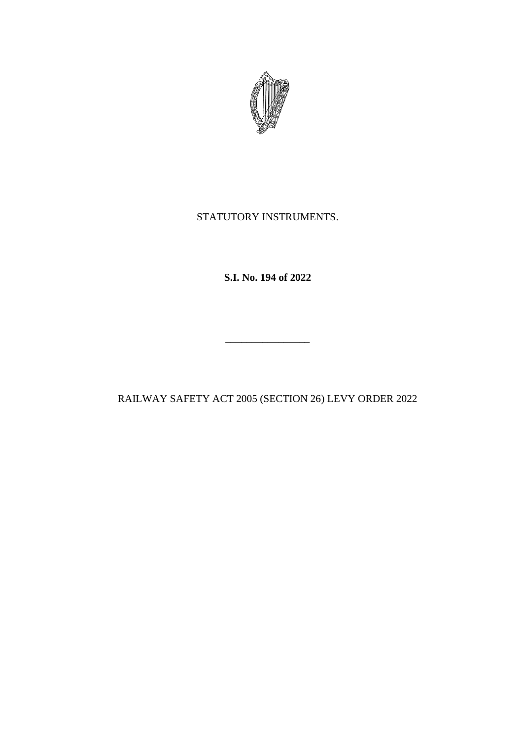STATUTORY INSTRUMENTS.

**S.I. No. 194 of 2022**

________________

RAILWAY SAFETY ACT 2005 (SECTION 26) LEVY ORDER 2022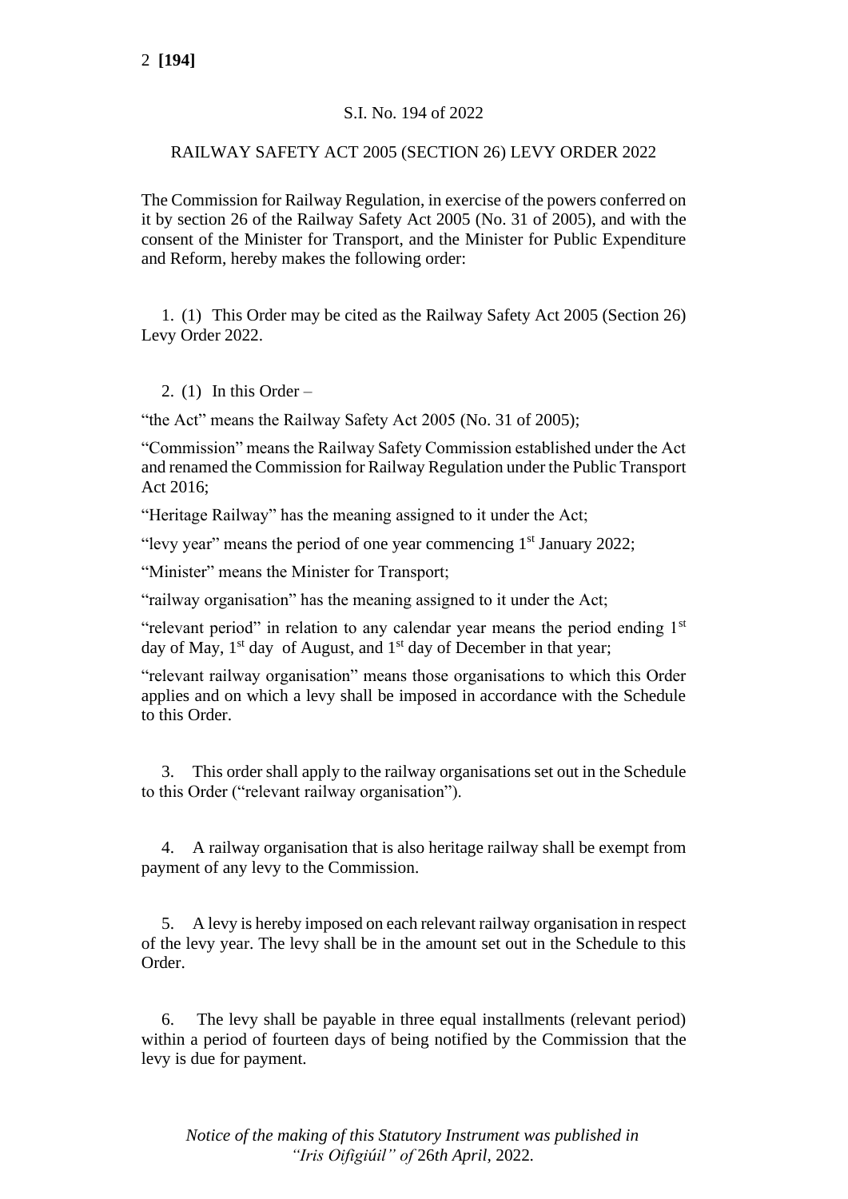S.I. No. 194 of 2022

RAILWAY SAFETY ACT 2005 (SECTION 26) LEVY ORDER 2022

The Commission for Railway Regulation, in exercise of the powers conferred on it by section 26 of the Railway Safety Act 2005 (No. 31 of 2005), and with the consent of the Minister for Transport, and the Minister for Public Expenditure and Reform, hereby makes the following order:

1. (1) This Order may be cited as the Railway Safety Act 2005 (Section 26) Levy Order 2022.

2. (1) In this Order –

"the Act" means the Railway Safety Act 2005 (No. 31 of 2005);

"Commission" means the Railway Safety Commission established under the Act and renamed the Commission for Railway Regulation under the Public Transport Act 2016;

"Heritage Railway" has the meaning assigned to it under the Act;

"levy year" means the period of one year commencing 1st January 2022;

"Minister" means the Minister for Transport;

"railway organisation" has the meaning assigned to it under the Act;

"relevant period" in relation to any calendar year means the period ending 1st day of May, 1st day of August, and 1st day of December in that year;

"relevant railway organisation" means those organisations to which this Order applies and on which a levy shall be imposed in accordance with the Schedule to this Order.

3. This order shall apply to the railway organisations set out in the Schedule to this Order ("relevant railway organisation").

4. A railway organisation that is also heritage railway shall be exempt from payment of any levy to the Commission.

5. A levy is hereby imposed on each relevant railway organisation in respect of the levy year. The levy shall be in the amount set out in the Schedule to this Order.

6. The levy shall be payable in three equal installments (relevant period) within a period of fourteen days of being notified by the Commission that the levy is due for payment.

*Notice of the making of this Statutory Instrument was published in "Iris Oifigiúil" of 26th April, 2022.*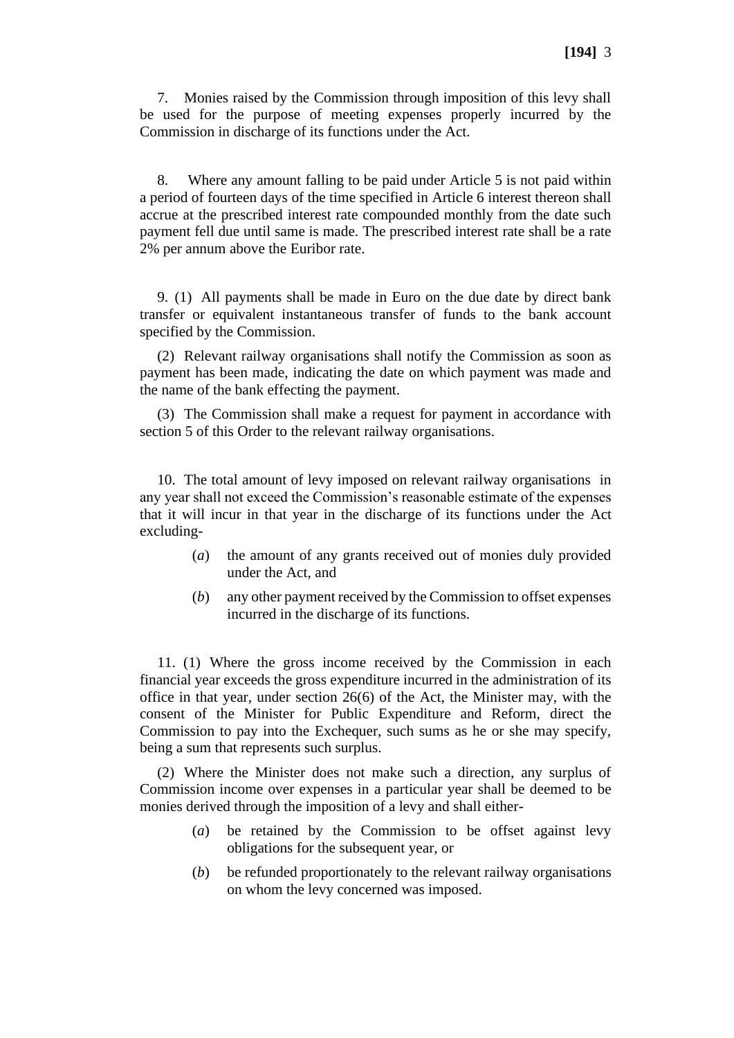7. Monies raised by the Commission through imposition of this levy shall be used for the purpose of meeting expenses properly incurred by the Commission in discharge of its functions under the Act.

8. Where any amount falling to be paid under Article 5 is not paid within a period of fourteen days of the time specified in Article 6 interest thereon shall accrue at the prescribed interest rate compounded monthly from the date such payment fell due until same is made. The prescribed interest rate shall be a rate 2% per annum above the Euribor rate.

9. (1) All payments shall be made in Euro on the due date by direct bank transfer or equivalent instantaneous transfer of funds to the bank account specified by the Commission.

(2) Relevant railway organisations shall notify the Commission as soon as payment has been made, indicating the date on which payment was made and the name of the bank effecting the payment.

(3) The Commission shall make a request for payment in accordance with section 5 of this Order to the relevant railway organisations.

10. The total amount of levy imposed on relevant railway organisations in any year shall not exceed the Commission's reasonable estimate of the expenses that it will incur in that year in the discharge of its functions under the Act excluding-

(*a*) the amount of any grants received out of monies duly provided under the Act, and

(*b*) any other payment received by the Commission to offset expenses incurred in the discharge of its functions.

11. (1) Where the gross income received by the Commission in each financial year exceeds the gross expenditure incurred in the administration of its office in that year, under section 26(6) of the Act, the Minister may, with the consent of the Minister for Public Expenditure and Reform, direct the Commission to pay into the Exchequer, such sums as he or she may specify, being a sum that represents such surplus.

(2) Where the Minister does not make such a direction, any surplus of Commission income over expenses in a particular year shall be deemed to be monies derived through the imposition of a levy and shall either-

(*a*) be retained by the Commission to be offset against levy obligations for the subsequent year, or

(*b*) be refunded proportionately to the relevant railway organisations on whom the levy concerned was imposed.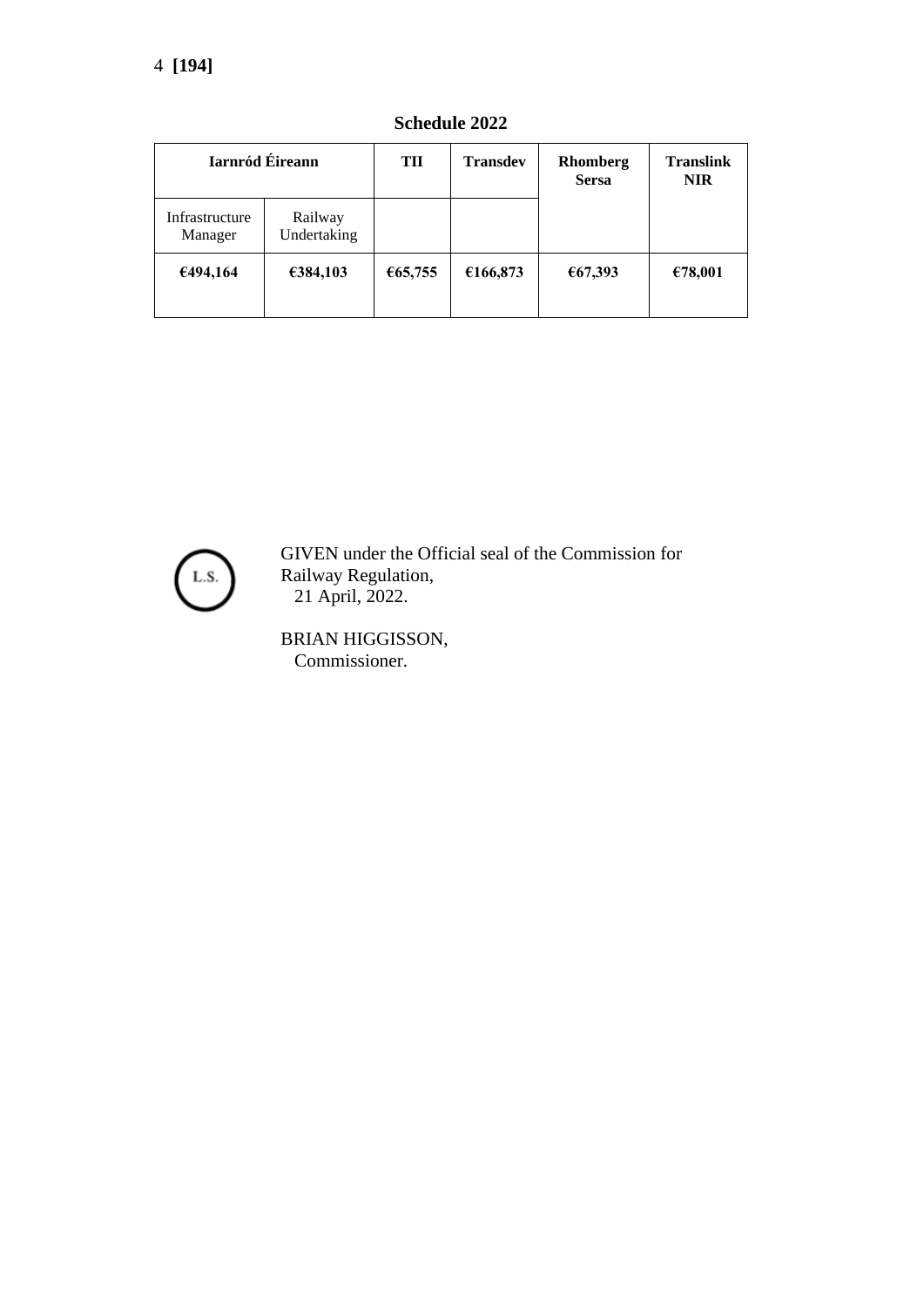**Schedule 2022**

| Iarnród Éireann | | TII | Transdev | Rhomberg Sersa | Translink NIR |
|---|---|---|---|---|---|
| Infrastructure Manager | Railway Undertaking | | | | |
| **€494,164** | **€384,103** | **€65,755** | **€166,873** | **€67,393** | **€78,001** |

L.S.

GIVEN under the Official seal of the Commission for Railway Regulation,
21 April, 2022.

BRIAN HIGGISSON,
Commissioner.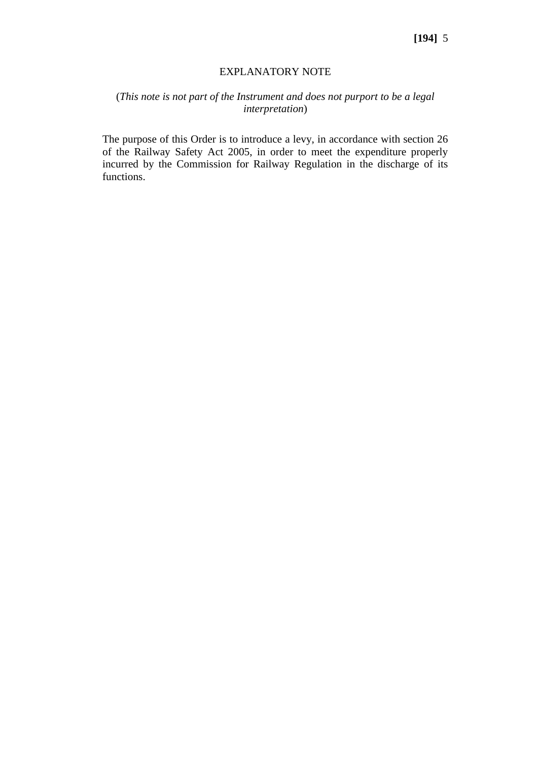# EXPLANATORY NOTE

(*This note is not part of the Instrument and does not purport to be a legal interpretation*)

The purpose of this Order is to introduce a levy, in accordance with section 26 of the Railway Safety Act 2005, in order to meet the expenditure properly incurred by the Commission for Railway Regulation in the discharge of its functions.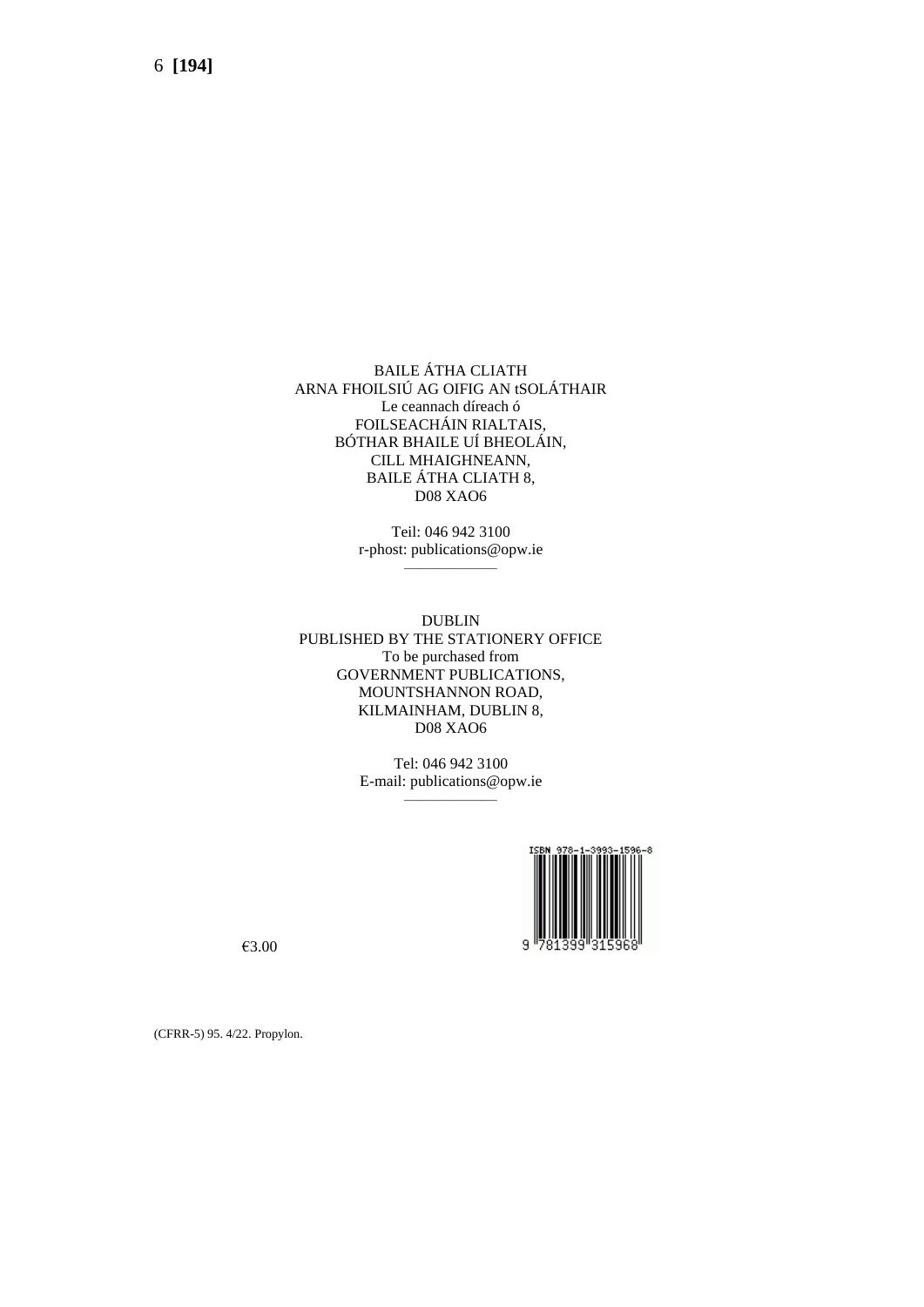BAILE ÁTHA CLIATH
ARNA FHOILSIÚ AG OIFIG AN tSOLÁTHAIR
Le ceannach díreach ó
FOILSEACHÁIN RIALTAIS,
BÓTHAR BHAILE UÍ BHEOLÁIN,
CILL MHAIGHNEANN,
BAILE ÁTHA CLIATH 8,
D08 XAO6

Teil: 046 942 3100
r-phost: publications@opw.ie

---

DUBLIN
PUBLISHED BY THE STATIONERY OFFICE
To be purchased from
GOVERNMENT PUBLICATIONS,
MOUNTSHANNON ROAD,
KILMAINHAM, DUBLIN 8,
D08 XAO6

Tel: 046 942 3100
E-mail: publications@opw.ie

---

ISBN 978-1-3993-1596-8

9 781399 315968

€3.00

(CFRR-5) 95. 4/22. Propylon.